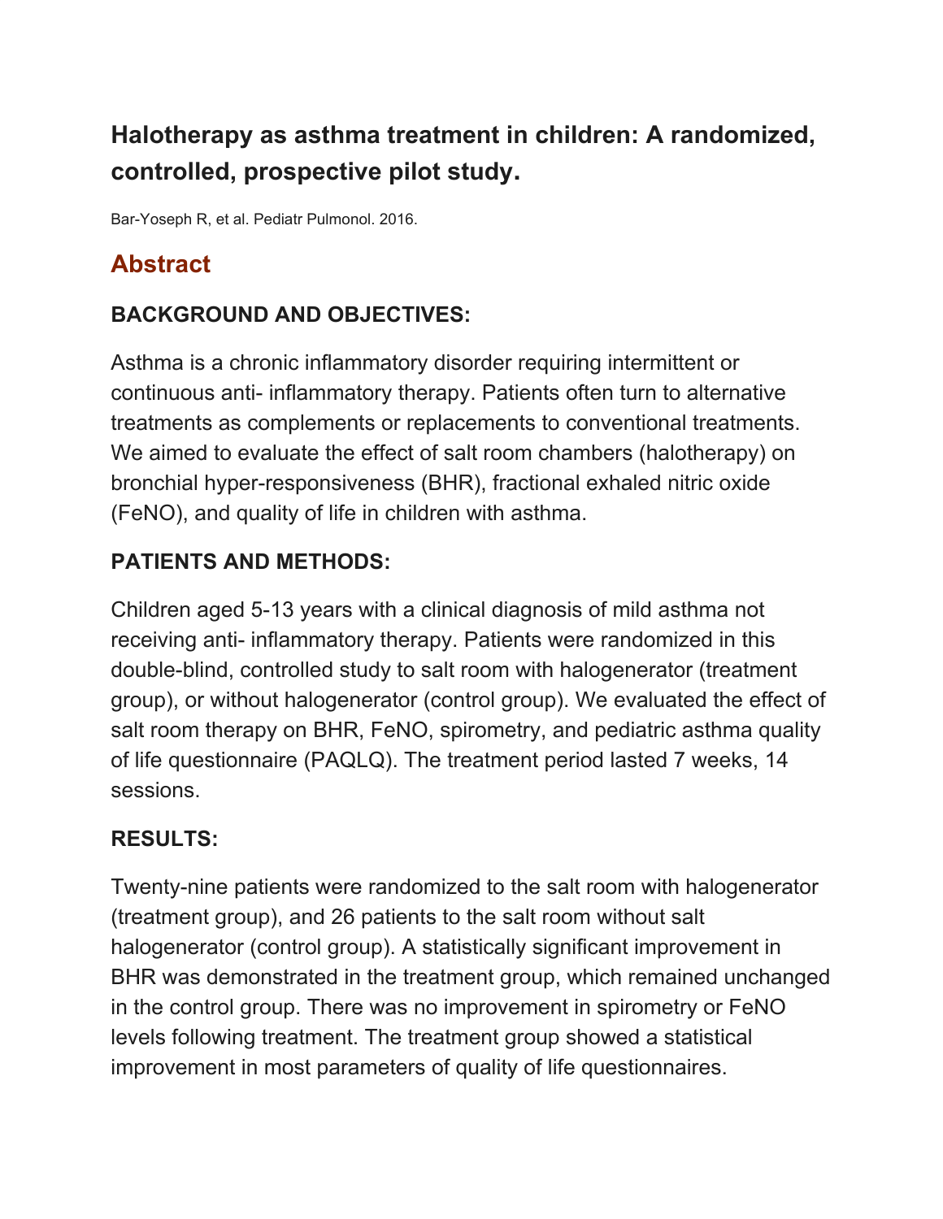# Halotherapy as asthma treatment in children: A randomized, controlled, prospective pilot study.

Bar-Yoseph R, et al. Pediatr Pulmonol. 2016.

## Abstract

### BACKGROUND AND OBJECTIVES:

Asthma is a chronic inflammatory disorder requiring intermittent or continuous anti- inflammatory therapy. Patients often turn to alternative treatments as complements or replacements to conventional treatments. We aimed to evaluate the effect of salt room chambers (halotherapy) on bronchial hyper-responsiveness (BHR), fractional exhaled nitric oxide (FeNO), and quality of life in children with asthma.

### PATIENTS AND METHODS:

Children aged 5-13 years with a clinical diagnosis of mild asthma not receiving anti- inflammatory therapy. Patients were randomized in this double-blind, controlled study to salt room with halogenerator (treatment group), or without halogenerator (control group). We evaluated the effect of salt room therapy on BHR, FeNO, spirometry, and pediatric asthma quality of life questionnaire (PAQLQ). The treatment period lasted 7 weeks, 14 sessions.

### RESULTS:

Twenty-nine patients were randomized to the salt room with halogenerator (treatment group), and 26 patients to the salt room without salt halogenerator (control group). A statistically significant improvement in BHR was demonstrated in the treatment group, which remained unchanged in the control group. There was no improvement in spirometry or FeNO levels following treatment. The treatment group showed a statistical improvement in most parameters of quality of life questionnaires.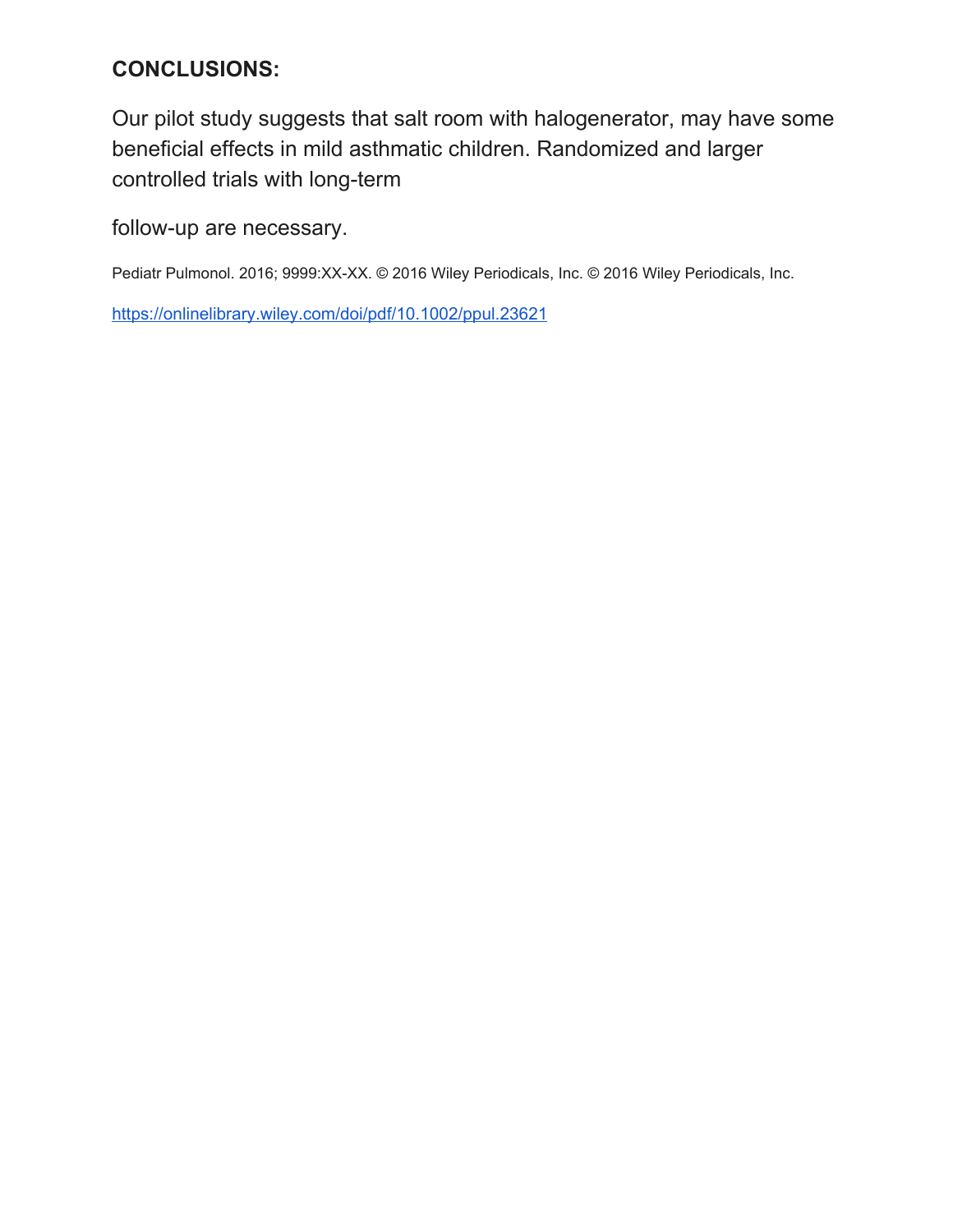**CONCLUSIONS:**

Our pilot study suggests that salt room with halogenerator, may have some beneficial effects in mild asthmatic children. Randomized and larger controlled trials with long-term

follow-up are necessary.

Pediatr Pulmonol. 2016; 9999:XX-XX. © 2016 Wiley Periodicals, Inc. © 2016 Wiley Periodicals, Inc.

https://onlinelibrary.wiley.com/doi/pdf/10.1002/ppul.23621